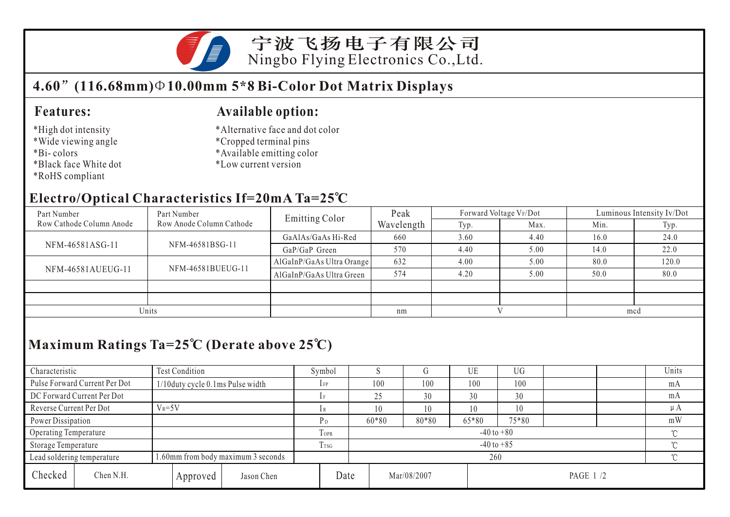宁波飞扬电子有限公司
Ningbo Flying Electronics Co.,Ltd.

## 4.60”(116.68mm)Φ10.00mm 5*8 Bi-Color Dot Matrix Displays

### Features:

*High dot intensity
*Wide viewing angle
*Bi- colors
*Black face White dot
*RoHS compliant

### Available option:

*Alternative face and dot color
*Cropped terminal pins
*Available emitting color
*Low current version

## Electro/Optical Characteristics If=20mA Ta=25℃

| Part Number Row Cathode Column Anode | Part Number Row Anode Column Cathode | Emitting Color | Peak Wavelength | Forward Voltage $V_F$/Dot | | Luminous Intensity Iv/Dot | |
|---|---|---|---|---|---|---|---|
| | | | | Typ. | Max. | Min. | Typ. |
| NFM-46581ASG-11 | NFM-46581BSG-11 | GaAlAs/GaAs Hi-Red | 660 | 3.60 | 4.40 | 16.0 | 24.0 |
| | | GaP/GaP Green | 570 | 4.40 | 5.00 | 14.0 | 22.0 |
| NFM-46581AUEUG-11 | NFM-46581BUEUG-11 | AlGaInP/GaAs Ultra Orange | 632 | 4.00 | 5.00 | 80.0 | 120.0 |
| | | AlGaInP/GaAs Ultra Green | 574 | 4.20 | 5.00 | 50.0 | 80.0 |
| | | | | | | | |
| | | | | | | | |
| Units | | | nm | V | | mcd | |

## Maximum Ratings Ta=25℃ (Derate above 25℃)

| Characteristic | Test Condition | Symbol | S | G | UE | UG | | | Units |
|---|---|---|---|---|---|---|---|---|---|
| Pulse Forward Current Per Dot | 1/10duty cycle 0.1ms Pulse width | $I_{FP}$ | 100 | 100 | 100 | 100 | | | mA |
| DC Forward Current Per Dot | | $I_F$ | 25 | 30 | 30 | 30 | | | mA |
| Reverse Current Per Dot | $V_R$=5V | $I_R$ | 10 | 10 | 10 | 10 | | | μA |
| Power Dissipation | | $P_D$ | 60*80 | 80*80 | 65*80 | 75*80 | | | mW |
| Operating Temperature | | $T_{OPR}$ | -40 to +80 | | | | | | ℃ |
| Storage Temperature | | $T_{TSG}$ | -40 to +85 | | | | | | ℃ |
| Lead soldering temperature | 1.60mm from body maximum 3 seconds | | 260 | | | | | | ℃ |

| Checked | Chen N.H. | Approved | Jason Chen | Date | Mar/08/2007 |
|---|---|---|---|---|---|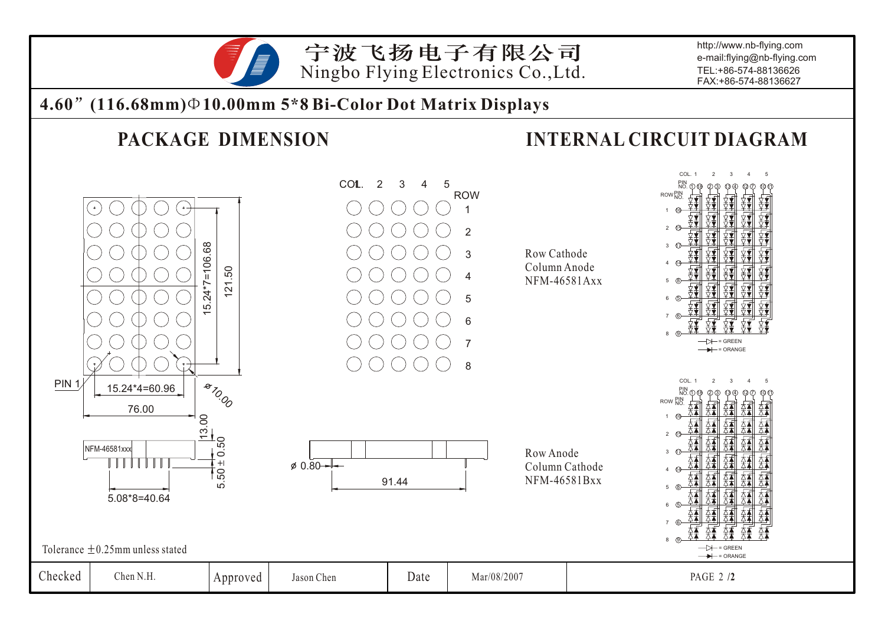宁波飞扬电子有限公司
Ningbo Flying Electronics Co.,Ltd.

http://www.nb-flying.com
e-mail:flying@nb-flying.com
TEL:+86-574-88136626
FAX:+86-574-88136627

# 4.60”(116.68mm)Φ10.00mm 5*8 Bi-Color Dot Matrix Displays

## PACKAGE DIMENSION

15.24*7=106.68

121.50

PIN 1

15.24*4=60.96

76.00

ø10.00

13.00

NFM-46581xxx

5.50 ± 0.50

5.08*8=40.64

COL. 1 2 3 4 5

ROW 1 2 3 4 5 6 7 8

ø 0.80

91.44

Tolerance ±0.25mm unless stated

## INTERNAL CIRCUIT DIAGRAM

Row Cathode
Column Anode
NFM-46581Axx

COL. 1 2 3 4 5

PIN NO. ① ⑱ ② ③ ⑬ ④ ⑫ ⑦ ⑩ ⑪

ROW PIN NO.

1 ⑯
2 ⑮
3 ⑰
4 ⑭
5 ⑧
6 ⑤
7 ⑥
8 ⑨

= GREEN
= ORANGE

Row Anode
Column Cathode
NFM-46581Bxx

COL. 1 2 3 4 5

PIN NO. ① ⑱ ② ③ ⑬ ④ ⑫ ⑦ ⑩ ⑪

ROW PIN NO.

1 ⑯
2 ⑮
3 ⑰
4 ⑭
5 ⑧
6 ⑤
7 ⑥
8 ⑨

= GREEN
= ORANGE

| Checked | Chen N.H. | Approved | Jason Chen | Date | Mar/08/2007 | PAGE 2 /2 |
|---|---|---|---|---|---|---|